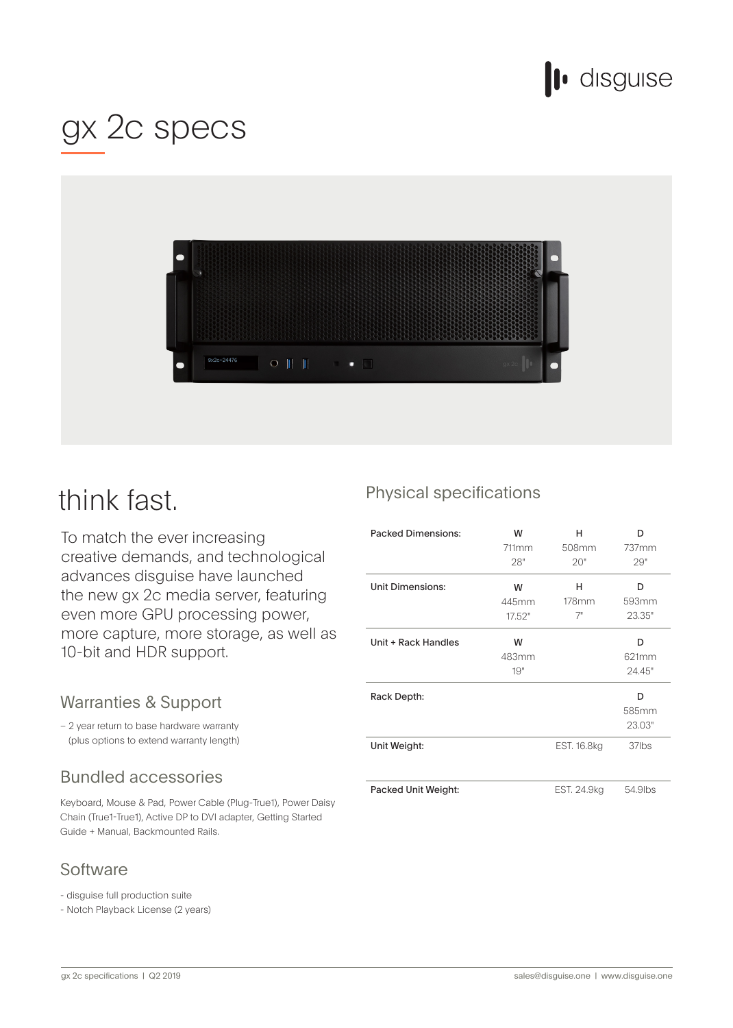# gx 2c specs

## think fast.

To match the ever increasing creative demands, and technological advances disguise have launched the new gx 2c media server, featuring even more GPU processing power, more capture, more storage, as well as 10-bit and HDR support.

## Warranties & Support

– 2 year return to base hardware warranty (plus options to extend warranty length)

## Bundled accessories

Keyboard, Mouse & Pad, Power Cable (Plug-True1), Power Daisy Chain (True1-True1), Active DP to DVI adapter, Getting Started Guide + Manual, Backmounted Rails.

## Software

- disguise full production suite
- Notch Playback License (2 years)

## Physical specifications

| | W | H | D |
|---|---|---|---|
| **Packed Dimensions:** | 711mm<br>28" | 508mm<br>20" | 737mm<br>29" |
| **Unit Dimensions:** | 445mm<br>17.52" | 178mm<br>7" | 593mm<br>23.35" |
| **Unit + Rack Handles** | 483mm<br>19" | | 621mm<br>24.45" |
| **Rack Depth:** | | | 585mm<br>23.03" |
| **Unit Weight:** | | EST. 16.8kg | 37lbs |
| **Packed Unit Weight:** | | EST. 24.9kg | 54.9lbs |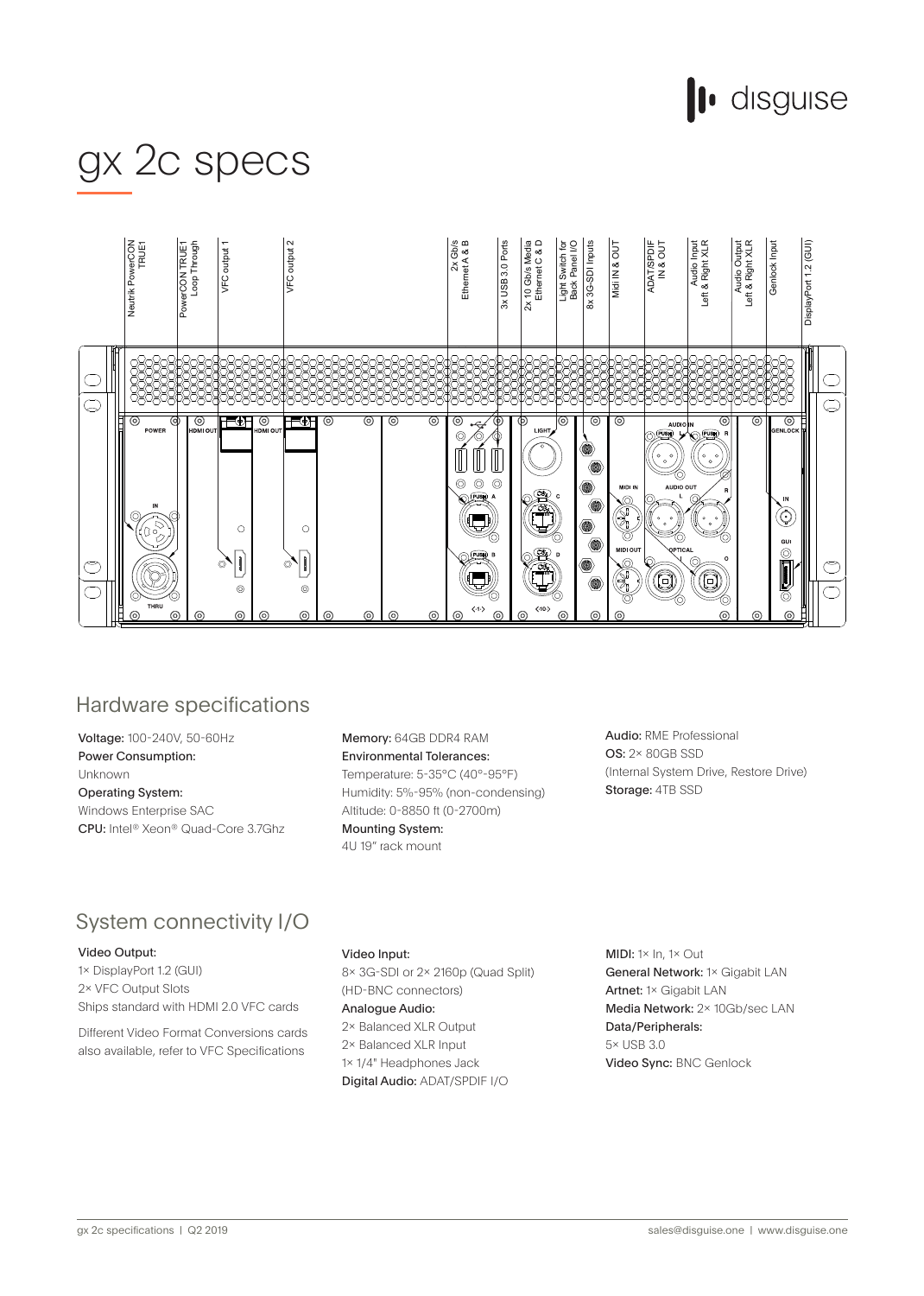# gx 2c specs

Neutrik PowerCON TRUE1
PowerCON TRUE1 Loop Through
VFC output 1
VFC output 2
2x Gb/s Ethernet A & B
3x USB 3.0 Ports
2x 10 Gb/s Media Ethernet C & D
Light Switch for Back Panel I/O
8x 3G-SDI Inputs
Midi IN & OUT
ADAT/SPDIF IN & OUT
Audio Input Left & Right XLR
Audio Output Left & Right XLR
Genlock Input
DisplayPort 1.2 (GUI)

## Hardware specifications

**Voltage:** 100-240V, 50-60Hz
**Power Consumption:**
Unknown
**Operating System:**
Windows Enterprise SAC
**CPU:** Intel® Xeon® Quad-Core 3.7Ghz

**Memory:** 64GB DDR4 RAM
**Environmental Tolerances:**
Temperature: 5-35°C (40°-95°F)
Humidity: 5%-95% (non-condensing)
Altitude: 0-8850 ft (0-2700m)
**Mounting System:**
4U 19" rack mount

**Audio:** RME Professional
**OS:** 2× 80GB SSD
(Internal System Drive, Restore Drive)
**Storage:** 4TB SSD

## System connectivity I/O

**Video Output:**
1× DisplayPort 1.2 (GUI)
2× VFC Output Slots
Ships standard with HDMI 2.0 VFC cards

Different Video Format Conversions cards also available, refer to VFC Specifications

**Video Input:**
8× 3G-SDI or 2× 2160p (Quad Split)
(HD-BNC connectors)
**Analogue Audio:**
2× Balanced XLR Output
2× Balanced XLR Input
1× 1/4" Headphones Jack
**Digital Audio:** ADAT/SPDIF I/O

**MIDI:** 1× In, 1× Out
**General Network:** 1× Gigabit LAN
**Artnet:** 1× Gigabit LAN
**Media Network:** 2× 10Gb/sec LAN
**Data/Peripherals:**
5× USB 3.0
**Video Sync:** BNC Genlock